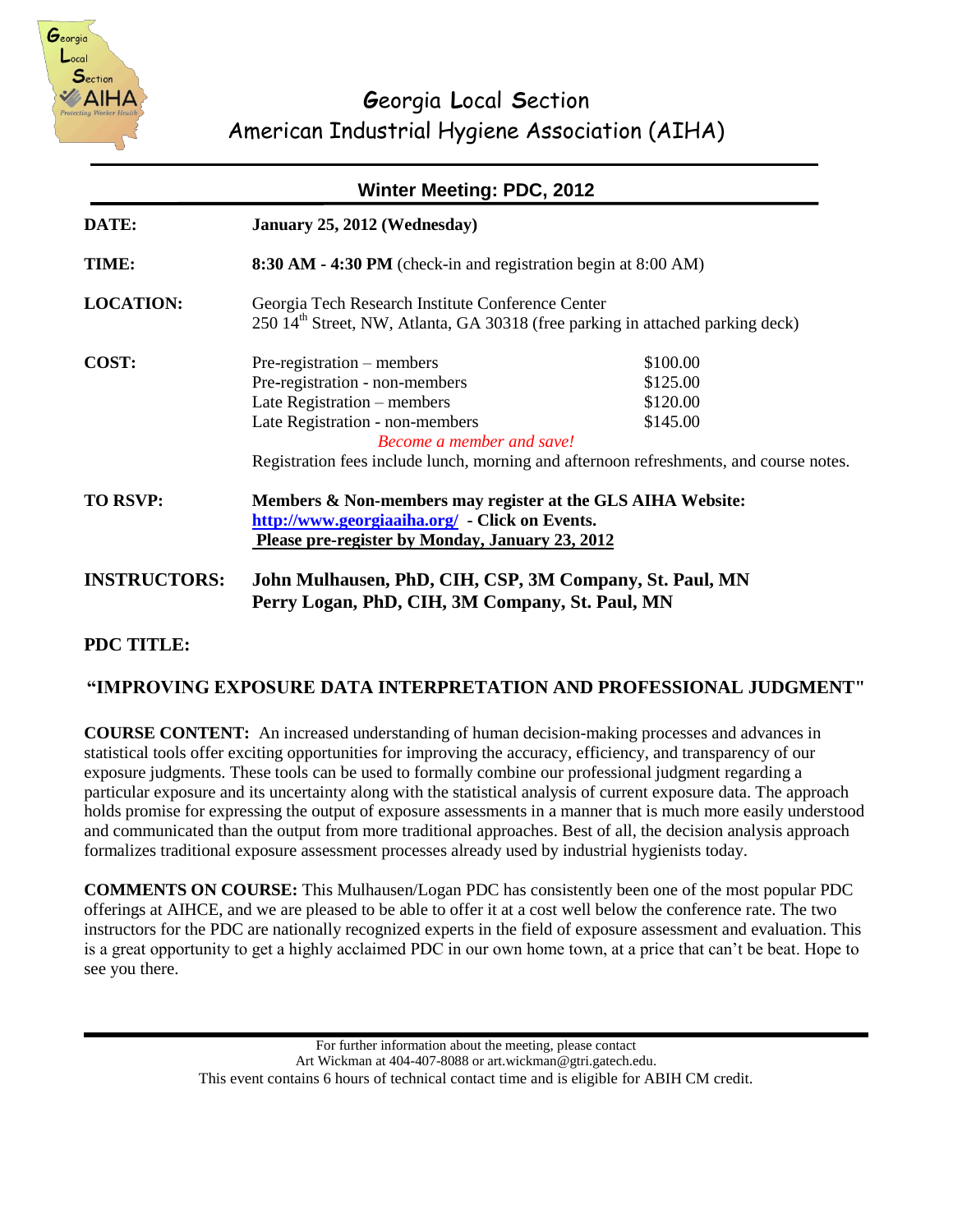# Georgia Local Section
## American Industrial Hygiene Association (AIHA)

### Winter Meeting: PDC, 2012

**DATE:** **January 25, 2012 (Wednesday)**

**TIME:** **8:30 AM - 4:30 PM** (check-in and registration begin at 8:00 AM)

**LOCATION:** Georgia Tech Research Institute Conference Center
250 14th Street, NW, Atlanta, GA 30318 (free parking in attached parking deck)

**COST:**

| | |
|---|---|
| Pre-registration – members | $100.00 |
| Pre-registration - non-members | $125.00 |
| Late Registration – members | $120.00 |
| Late Registration - non-members | $145.00 |

*Become a member and save!*

Registration fees include lunch, morning and afternoon refreshments, and course notes.

**TO RSVP:** **Members & Non-members may register at the GLS AIHA Website:**
**http://www.georgiaaiha.org/ - Click on Events.**
**Please pre-register by Monday, January 23, 2012**

**INSTRUCTORS:** **John Mulhausen, PhD, CIH, CSP, 3M Company, St. Paul, MN**
**Perry Logan, PhD, CIH, 3M Company, St. Paul, MN**

**PDC TITLE:**

**"IMPROVING EXPOSURE DATA INTERPRETATION AND PROFESSIONAL JUDGMENT"**

**COURSE CONTENT:** An increased understanding of human decision-making processes and advances in statistical tools offer exciting opportunities for improving the accuracy, efficiency, and transparency of our exposure judgments. These tools can be used to formally combine our professional judgment regarding a particular exposure and its uncertainty along with the statistical analysis of current exposure data. The approach holds promise for expressing the output of exposure assessments in a manner that is much more easily understood and communicated than the output from more traditional approaches. Best of all, the decision analysis approach formalizes traditional exposure assessment processes already used by industrial hygienists today.

**COMMENTS ON COURSE:** This Mulhausen/Logan PDC has consistently been one of the most popular PDC offerings at AIHCE, and we are pleased to be able to offer it at a cost well below the conference rate. The two instructors for the PDC are nationally recognized experts in the field of exposure assessment and evaluation. This is a great opportunity to get a highly acclaimed PDC in our own home town, at a price that can't be beat. Hope to see you there.

For further information about the meeting, please contact
Art Wickman at 404-407-8088 or art.wickman@gtri.gatech.edu.
This event contains 6 hours of technical contact time and is eligible for ABIH CM credit.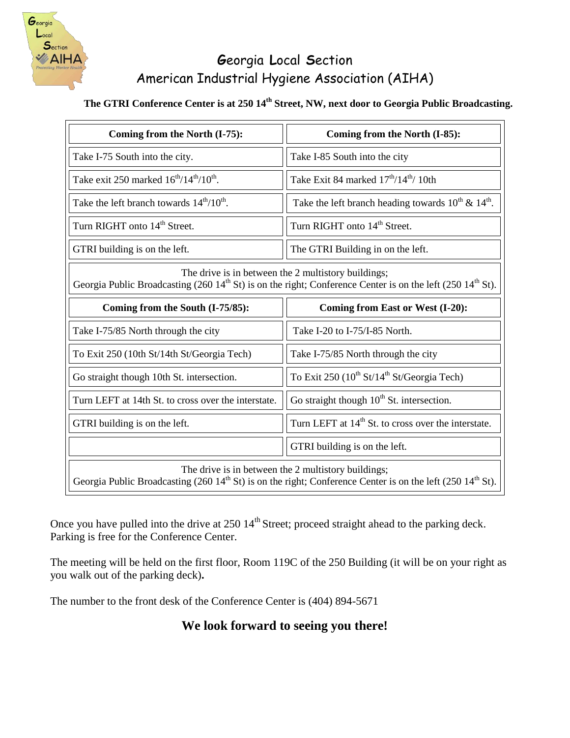# Georgia Local Section
# American Industrial Hygiene Association (AIHA)

**The GTRI Conference Center is at 250 14th Street, NW, next door to Georgia Public Broadcasting.**

| Coming from the North (I-75): | Coming from the North (I-85): |
|---|---|
| Take I-75 South into the city. | Take I-85 South into the city |
| Take exit 250 marked 16th/14th/10th. | Take Exit 84 marked 17th/14th/ 10th |
| Take the left branch towards 14th/10th. | Take the left branch heading towards 10th & 14th. |
| Turn RIGHT onto 14th Street. | Turn RIGHT onto 14th Street. |
| GTRI building is on the left. | The GTRI Building in on the left. |
| The drive is in between the 2 multistory buildings; Georgia Public Broadcasting (260 14th St) is on the right; Conference Center is on the left (250 14th St). | |
| **Coming from the South (I-75/85):** | **Coming from East or West (I-20):** |
| Take I-75/85 North through the city | Take I-20 to I-75/I-85 North. |
| To Exit 250 (10th St/14th St/Georgia Tech) | Take I-75/85 North through the city |
| Go straight though 10th St. intersection. | To Exit 250 (10th St/14th St/Georgia Tech) |
| Turn LEFT at 14th St. to cross over the interstate. | Go straight though 10th St. intersection. |
| GTRI building is on the left. | Turn LEFT at 14th St. to cross over the interstate. |
| | GTRI building is on the left. |
| The drive is in between the 2 multistory buildings; Georgia Public Broadcasting (260 14th St) is on the right; Conference Center is on the left (250 14th St). | |

Once you have pulled into the drive at 250 14th Street; proceed straight ahead to the parking deck. Parking is free for the Conference Center.

The meeting will be held on the first floor, Room 119C of the 250 Building (it will be on your right as you walk out of the parking deck)**.**

The number to the front desk of the Conference Center is (404) 894-5671

## We look forward to seeing you there!